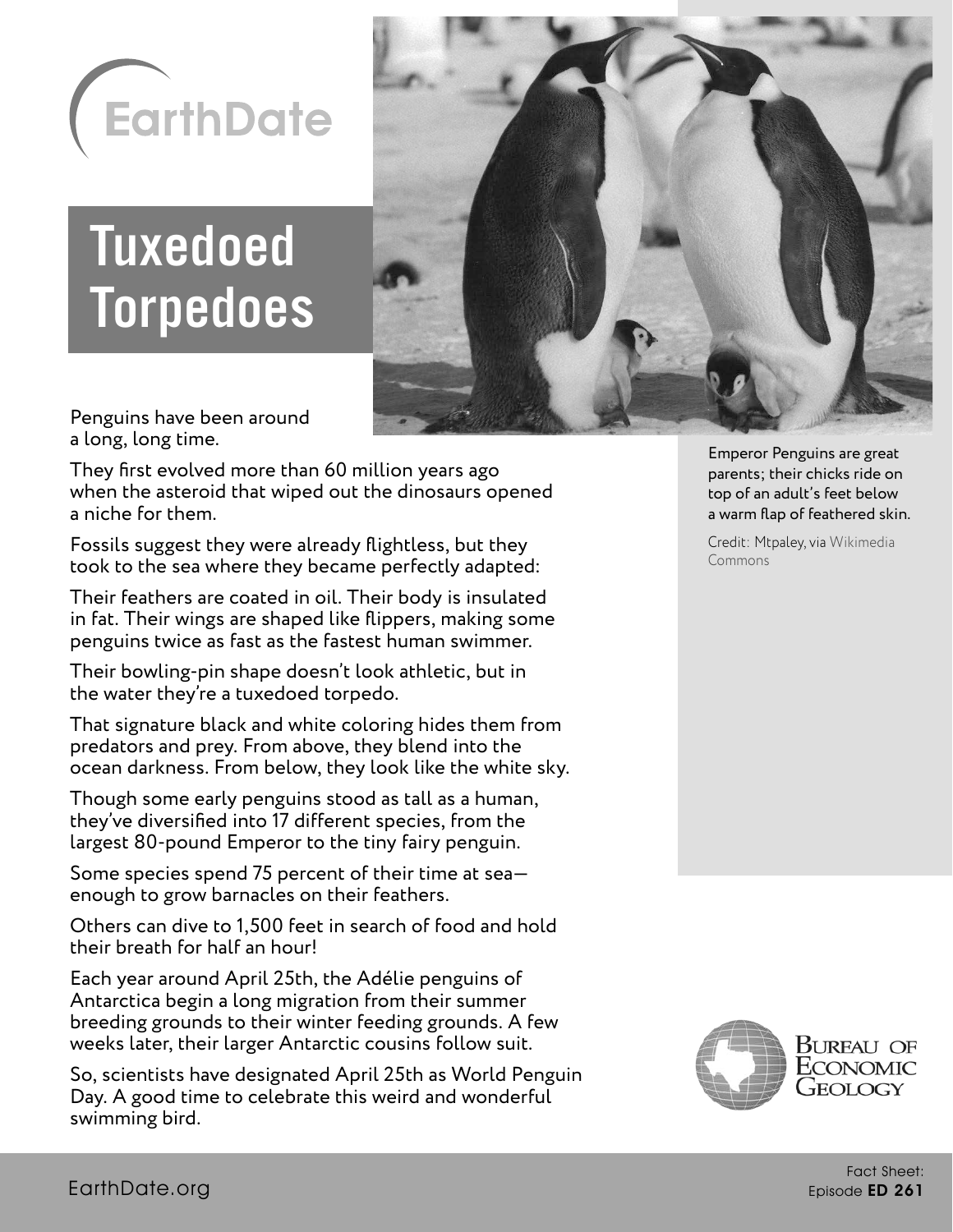EarthDate

# Tuxedoed Torpedoes

Penguins have been around a long, long time.

They first evolved more than 60 million years ago when the asteroid that wiped out the dinosaurs opened a niche for them.

Fossils suggest they were already flightless, but they took to the sea where they became perfectly adapted:

Their feathers are coated in oil. Their body is insulated in fat. Their wings are shaped like flippers, making some penguins twice as fast as the fastest human swimmer.

Their bowling-pin shape doesn't look athletic, but in the water they're a tuxedoed torpedo.

That signature black and white coloring hides them from predators and prey. From above, they blend into the ocean darkness. From below, they look like the white sky.

Though some early penguins stood as tall as a human, they've diversified into 17 different species, from the largest 80-pound Emperor to the tiny fairy penguin.

Some species spend 75 percent of their time at sea—enough to grow barnacles on their feathers.

Others can dive to 1,500 feet in search of food and hold their breath for half an hour!

Each year around April 25th, the Adélie penguins of Antarctica begin a long migration from their summer breeding grounds to their winter feeding grounds. A few weeks later, their larger Antarctic cousins follow suit.

So, scientists have designated April 25th as World Penguin Day. A good time to celebrate this weird and wonderful swimming bird.

Emperor Penguins are great parents; their chicks ride on top of an adult's feet below a warm flap of feathered skin.

Credit: Mtpaley, via Wikimedia Commons

Bureau of Economic Geology

EarthDate.org

Fact Sheet: Episode **ED 261**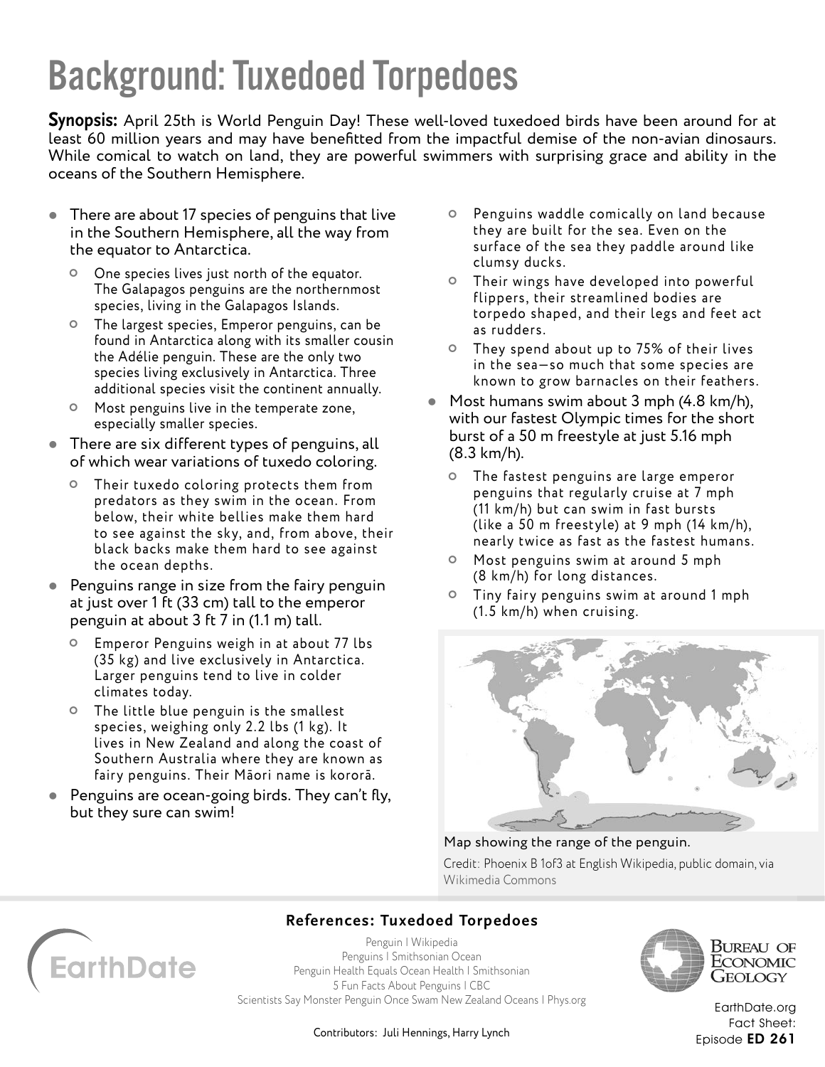# Background: Tuxedoed Torpedoes

**Synopsis:** April 25th is World Penguin Day! These well-loved tuxedoed birds have been around for at least 60 million years and may have benefitted from the impactful demise of the non-avian dinosaurs. While comical to watch on land, they are powerful swimmers with surprising grace and ability in the oceans of the Southern Hemisphere.

- There are about 17 species of penguins that live in the Southern Hemisphere, all the way from the equator to Antarctica.
  - One species lives just north of the equator. The Galapagos penguins are the northernmost species, living in the Galapagos Islands.
  - The largest species, Emperor penguins, can be found in Antarctica along with its smaller cousin the Adélie penguin. These are the only two species living exclusively in Antarctica. Three additional species visit the continent annually.
  - Most penguins live in the temperate zone, especially smaller species.
- There are six different types of penguins, all of which wear variations of tuxedo coloring.
  - Their tuxedo coloring protects them from predators as they swim in the ocean. From below, their white bellies make them hard to see against the sky, and, from above, their black backs make them hard to see against the ocean depths.
- Penguins range in size from the fairy penguin at just over 1 ft (33 cm) tall to the emperor penguin at about 3 ft 7 in (1.1 m) tall.
  - Emperor Penguins weigh in at about 77 lbs (35 kg) and live exclusively in Antarctica. Larger penguins tend to live in colder climates today.
  - The little blue penguin is the smallest species, weighing only 2.2 lbs (1 kg). It lives in New Zealand and along the coast of Southern Australia where they are known as fairy penguins. Their Māori name is kororā.
- Penguins are ocean-going birds. They can't fly, but they sure can swim!
  - Penguins waddle comically on land because they are built for the sea. Even on the surface of the sea they paddle around like clumsy ducks.
  - Their wings have developed into powerful flippers, their streamlined bodies are torpedo shaped, and their legs and feet act as rudders.
  - They spend about up to 75% of their lives in the sea—so much that some species are known to grow barnacles on their feathers.
- Most humans swim about 3 mph (4.8 km/h), with our fastest Olympic times for the short burst of a 50 m freestyle at just 5.16 mph (8.3 km/h).
  - The fastest penguins are large emperor penguins that regularly cruise at 7 mph (11 km/h) but can swim in fast bursts (like a 50 m freestyle) at 9 mph (14 km/h), nearly twice as fast as the fastest humans.
  - Most penguins swim at around 5 mph (8 km/h) for long distances.
  - Tiny fairy penguins swim at around 1 mph (1.5 km/h) when cruising.

Map showing the range of the penguin.

Credit: Phoenix B 1of3 at English Wikipedia, public domain, via Wikimedia Commons

## References: Tuxedoed Torpedoes

Penguin | Wikipedia
Penguins | Smithsonian Ocean
Penguin Health Equals Ocean Health | Smithsonian
5 Fun Facts About Penguins | CBC
Scientists Say Monster Penguin Once Swam New Zealand Oceans | Phys.org

Contributors: Juli Hennings, Harry Lynch

EarthDate.org
Fact Sheet:
Episode **ED 261**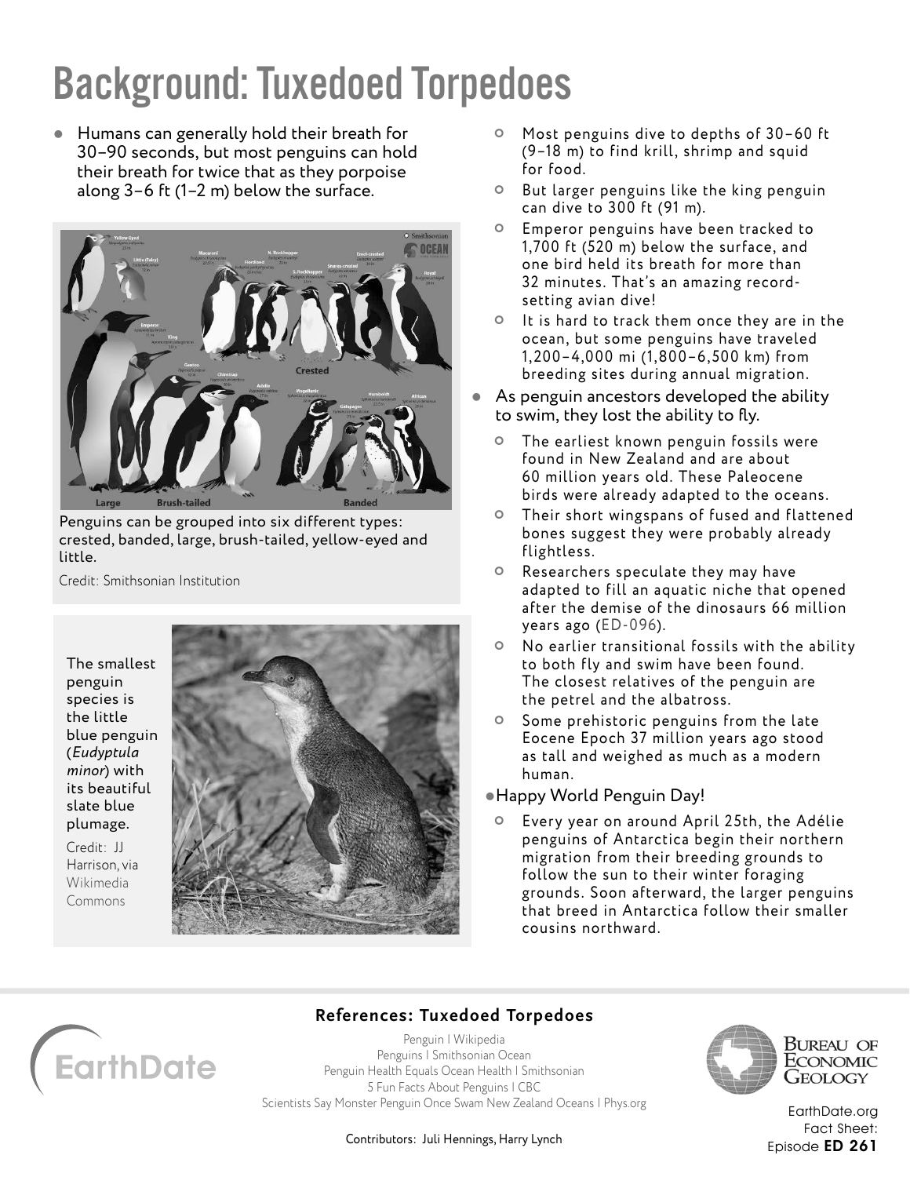# Background: Tuxedoed Torpedoes

- Humans can generally hold their breath for 30–90 seconds, but most penguins can hold their breath for twice that as they porpoise along 3–6 ft (1–2 m) below the surface.

Penguins can be grouped into six different types: crested, banded, large, brush-tailed, yellow-eyed and little.

Credit: Smithsonian Institution

The smallest penguin species is the little blue penguin (*Eudyptula minor*) with its beautiful slate blue plumage.

Credit: JJ Harrison, via Wikimedia Commons

  - Most penguins dive to depths of 30–60 ft (9–18 m) to find krill, shrimp and squid for food.
  - But larger penguins like the king penguin can dive to 300 ft (91 m).
  - Emperor penguins have been tracked to 1,700 ft (520 m) below the surface, and one bird held its breath for more than 32 minutes. That's an amazing record-setting avian dive!
  - It is hard to track them once they are in the ocean, but some penguins have traveled 1,200–4,000 mi (1,800–6,500 km) from breeding sites during annual migration.
- As penguin ancestors developed the ability to swim, they lost the ability to fly.
  - The earliest known penguin fossils were found in New Zealand and are about 60 million years old. These Paleocene birds were already adapted to the oceans.
  - Their short wingspans of fused and flattened bones suggest they were probably already flightless.
  - Researchers speculate they may have adapted to fill an aquatic niche that opened after the demise of the dinosaurs 66 million years ago (ED-096).
  - No earlier transitional fossils with the ability to both fly and swim have been found. The closest relatives of the penguin are the petrel and the albatross.
  - Some prehistoric penguins from the late Eocene Epoch 37 million years ago stood as tall and weighed as much as a modern human.
- Happy World Penguin Day!
  - Every year on around April 25th, the Adélie penguins of Antarctica begin their northern migration from their breeding grounds to follow the sun to their winter foraging grounds. Soon afterward, the larger penguins that breed in Antarctica follow their smaller cousins northward.

## References: Tuxedoed Torpedoes

Penguin | Wikipedia
Penguins | Smithsonian Ocean
Penguin Health Equals Ocean Health | Smithsonian
5 Fun Facts About Penguins | CBC
Scientists Say Monster Penguin Once Swam New Zealand Oceans | Phys.org

Contributors: Juli Hennings, Harry Lynch

EarthDate.org
Fact Sheet:
Episode **ED 261**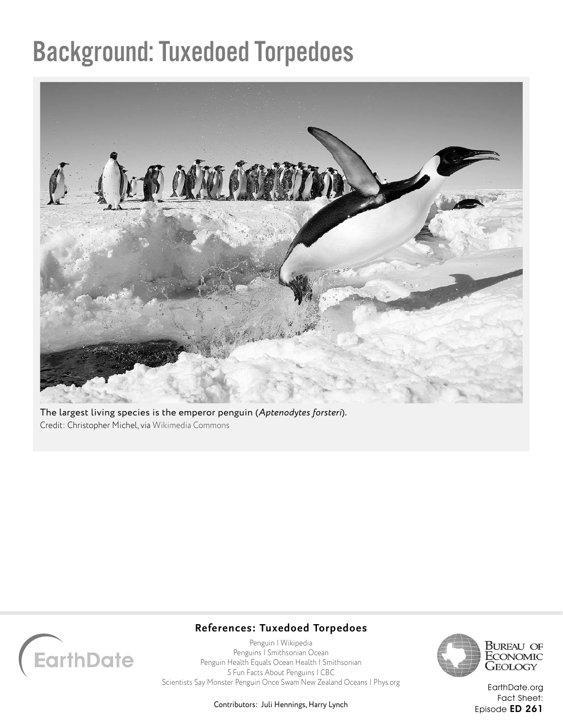# Background: Tuxedoed Torpedoes

The largest living species is the emperor penguin (*Aptenodytes forsteri*).
Credit: Christopher Michel, via Wikimedia Commons

## References: Tuxedoed Torpedoes

Penguin | Wikipedia
Penguins | Smithsonian Ocean
Penguin Health Equals Ocean Health | Smithsonian
5 Fun Facts About Penguins | CBC
Scientists Say Monster Penguin Once Swam New Zealand Oceans | Phys.org

Contributors: Juli Hennings, Harry Lynch

EarthDate

Bureau of Economic Geology

EarthDate.org
Fact Sheet:
Episode **ED 261**